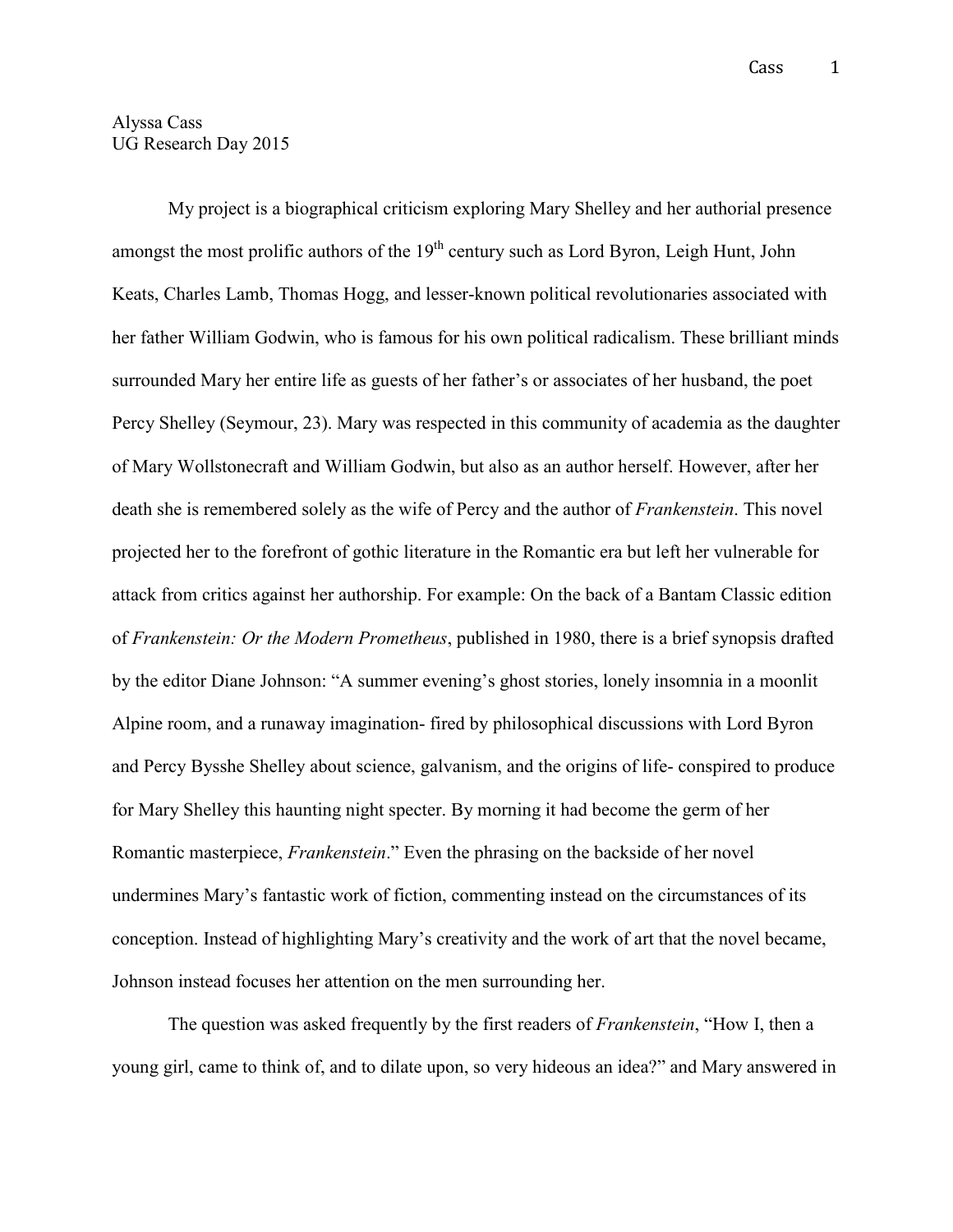Alyssa Cass
UG Research Day 2015

My project is a biographical criticism exploring Mary Shelley and her authorial presence amongst the most prolific authors of the 19th century such as Lord Byron, Leigh Hunt, John Keats, Charles Lamb, Thomas Hogg, and lesser-known political revolutionaries associated with her father William Godwin, who is famous for his own political radicalism. These brilliant minds surrounded Mary her entire life as guests of her father's or associates of her husband, the poet Percy Shelley (Seymour, 23). Mary was respected in this community of academia as the daughter of Mary Wollstonecraft and William Godwin, but also as an author herself. However, after her death she is remembered solely as the wife of Percy and the author of *Frankenstein*. This novel projected her to the forefront of gothic literature in the Romantic era but left her vulnerable for attack from critics against her authorship. For example: On the back of a Bantam Classic edition of *Frankenstein: Or the Modern Prometheus*, published in 1980, there is a brief synopsis drafted by the editor Diane Johnson: "A summer evening's ghost stories, lonely insomnia in a moonlit Alpine room, and a runaway imagination- fired by philosophical discussions with Lord Byron and Percy Bysshe Shelley about science, galvanism, and the origins of life- conspired to produce for Mary Shelley this haunting night specter. By morning it had become the germ of her Romantic masterpiece, *Frankenstein*." Even the phrasing on the backside of her novel undermines Mary's fantastic work of fiction, commenting instead on the circumstances of its conception. Instead of highlighting Mary's creativity and the work of art that the novel became, Johnson instead focuses her attention on the men surrounding her.

The question was asked frequently by the first readers of *Frankenstein*, "How I, then a young girl, came to think of, and to dilate upon, so very hideous an idea?" and Mary answered in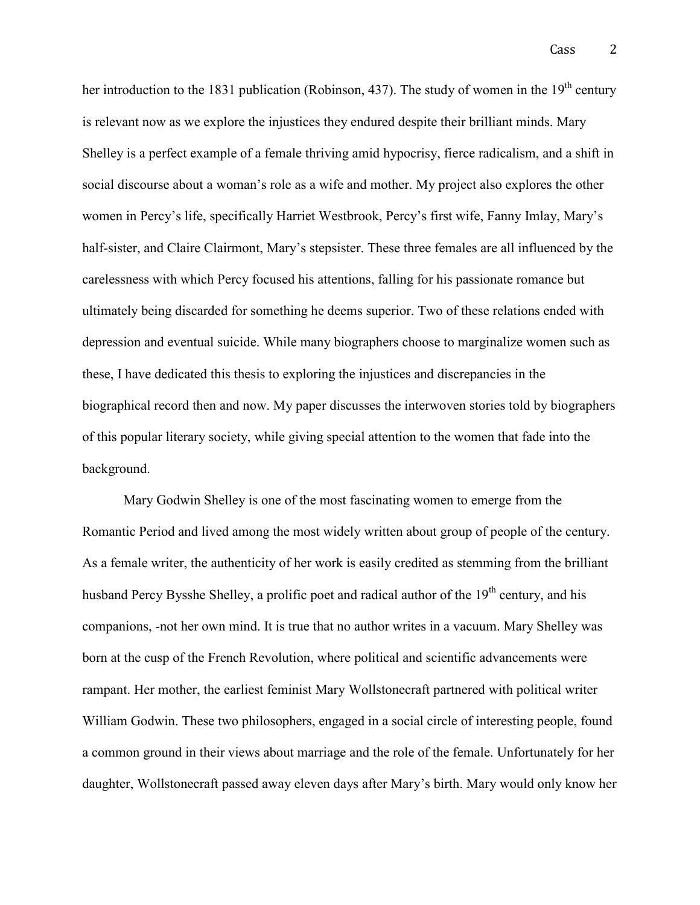her introduction to the 1831 publication (Robinson, 437). The study of women in the 19th century is relevant now as we explore the injustices they endured despite their brilliant minds. Mary Shelley is a perfect example of a female thriving amid hypocrisy, fierce radicalism, and a shift in social discourse about a woman's role as a wife and mother. My project also explores the other women in Percy's life, specifically Harriet Westbrook, Percy's first wife, Fanny Imlay, Mary's half-sister, and Claire Clairmont, Mary's stepsister. These three females are all influenced by the carelessness with which Percy focused his attentions, falling for his passionate romance but ultimately being discarded for something he deems superior. Two of these relations ended with depression and eventual suicide. While many biographers choose to marginalize women such as these, I have dedicated this thesis to exploring the injustices and discrepancies in the biographical record then and now. My paper discusses the interwoven stories told by biographers of this popular literary society, while giving special attention to the women that fade into the background.

Mary Godwin Shelley is one of the most fascinating women to emerge from the Romantic Period and lived among the most widely written about group of people of the century. As a female writer, the authenticity of her work is easily credited as stemming from the brilliant husband Percy Bysshe Shelley, a prolific poet and radical author of the 19th century, and his companions, -not her own mind. It is true that no author writes in a vacuum. Mary Shelley was born at the cusp of the French Revolution, where political and scientific advancements were rampant. Her mother, the earliest feminist Mary Wollstonecraft partnered with political writer William Godwin. These two philosophers, engaged in a social circle of interesting people, found a common ground in their views about marriage and the role of the female. Unfortunately for her daughter, Wollstonecraft passed away eleven days after Mary's birth. Mary would only know her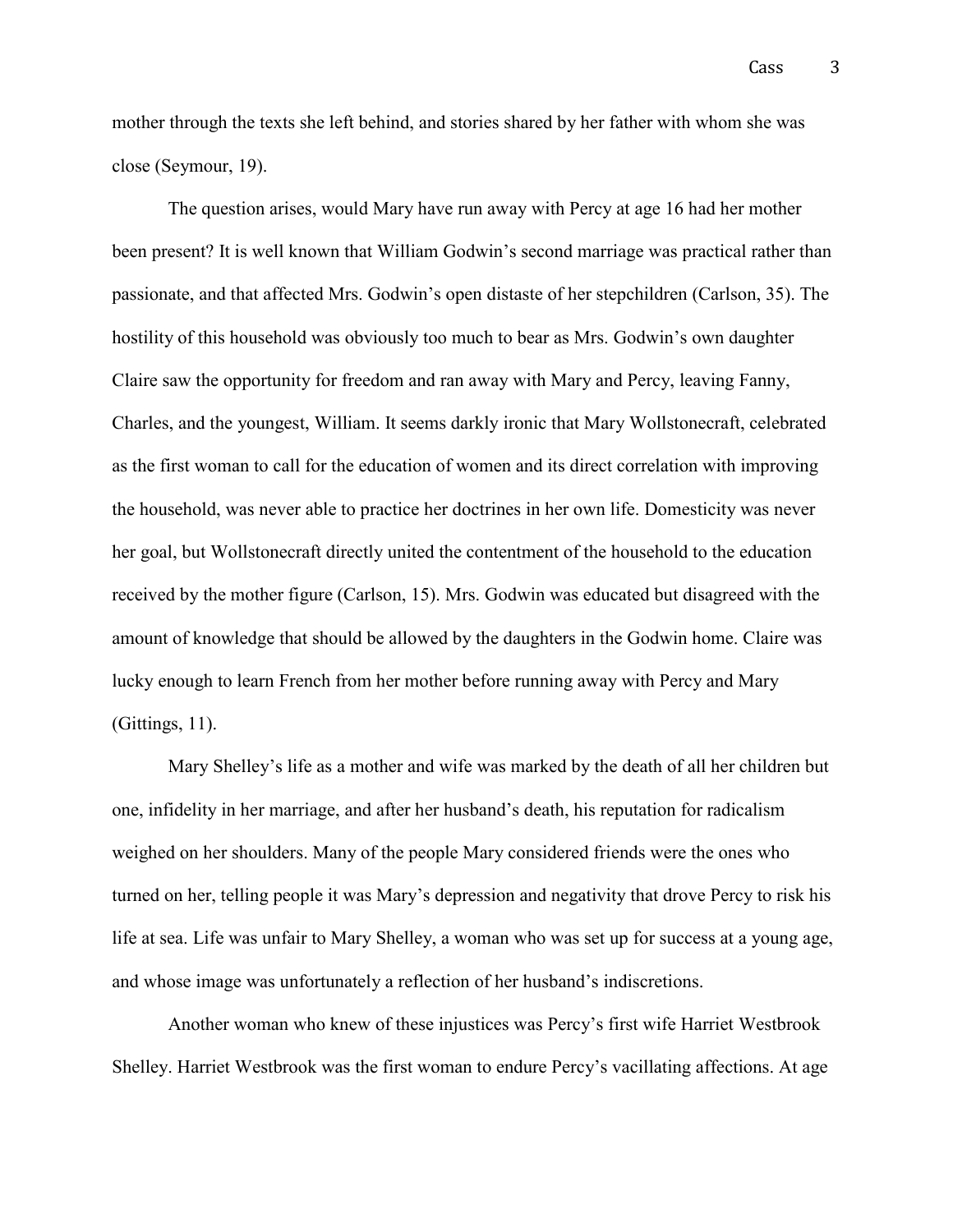mother through the texts she left behind, and stories shared by her father with whom she was close (Seymour, 19).

The question arises, would Mary have run away with Percy at age 16 had her mother been present? It is well known that William Godwin's second marriage was practical rather than passionate, and that affected Mrs. Godwin's open distaste of her stepchildren (Carlson, 35). The hostility of this household was obviously too much to bear as Mrs. Godwin's own daughter Claire saw the opportunity for freedom and ran away with Mary and Percy, leaving Fanny, Charles, and the youngest, William. It seems darkly ironic that Mary Wollstonecraft, celebrated as the first woman to call for the education of women and its direct correlation with improving the household, was never able to practice her doctrines in her own life. Domesticity was never her goal, but Wollstonecraft directly united the contentment of the household to the education received by the mother figure (Carlson, 15). Mrs. Godwin was educated but disagreed with the amount of knowledge that should be allowed by the daughters in the Godwin home. Claire was lucky enough to learn French from her mother before running away with Percy and Mary (Gittings, 11).

Mary Shelley's life as a mother and wife was marked by the death of all her children but one, infidelity in her marriage, and after her husband's death, his reputation for radicalism weighed on her shoulders. Many of the people Mary considered friends were the ones who turned on her, telling people it was Mary's depression and negativity that drove Percy to risk his life at sea. Life was unfair to Mary Shelley, a woman who was set up for success at a young age, and whose image was unfortunately a reflection of her husband's indiscretions.

Another woman who knew of these injustices was Percy's first wife Harriet Westbrook Shelley. Harriet Westbrook was the first woman to endure Percy's vacillating affections. At age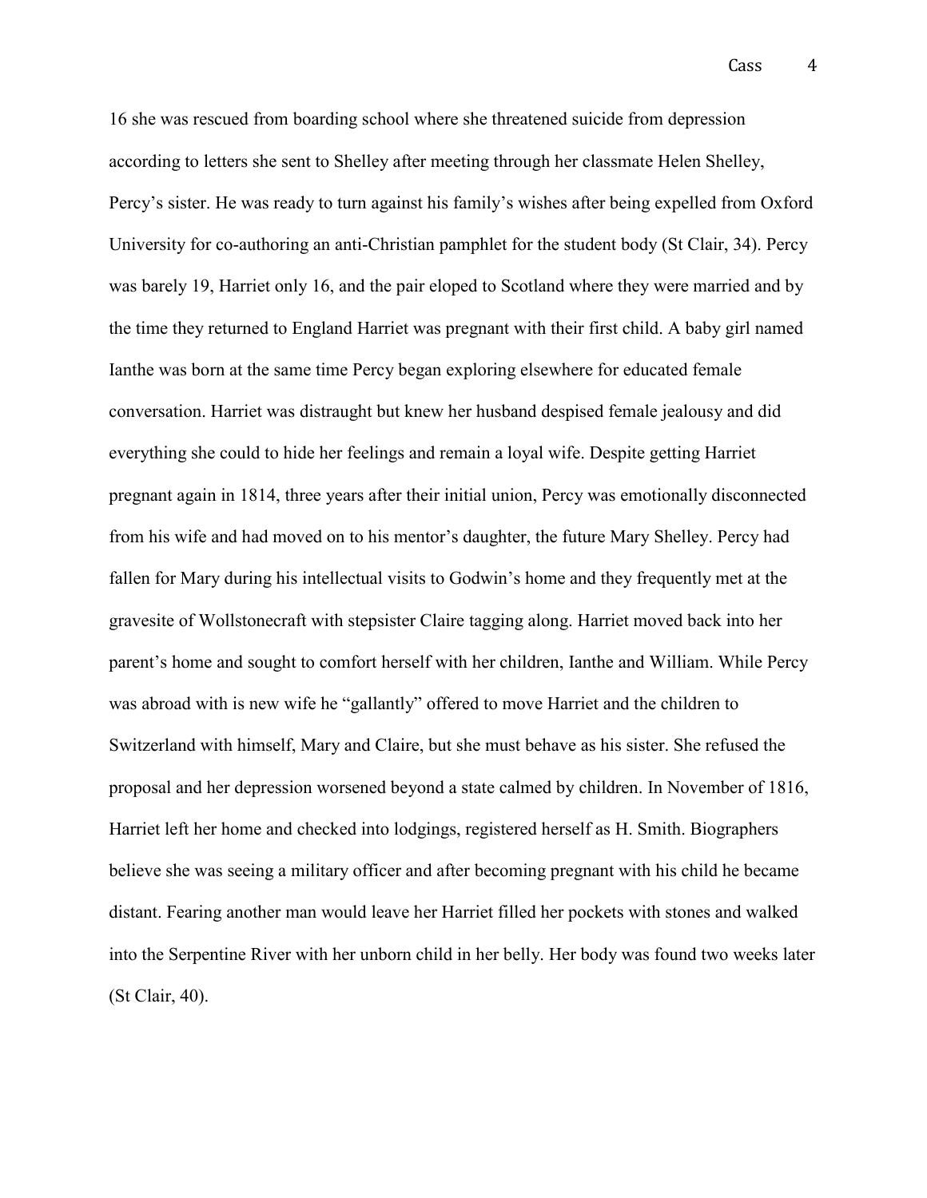16 she was rescued from boarding school where she threatened suicide from depression according to letters she sent to Shelley after meeting through her classmate Helen Shelley, Percy's sister. He was ready to turn against his family's wishes after being expelled from Oxford University for co-authoring an anti-Christian pamphlet for the student body (St Clair, 34). Percy was barely 19, Harriet only 16, and the pair eloped to Scotland where they were married and by the time they returned to England Harriet was pregnant with their first child. A baby girl named Ianthe was born at the same time Percy began exploring elsewhere for educated female conversation. Harriet was distraught but knew her husband despised female jealousy and did everything she could to hide her feelings and remain a loyal wife. Despite getting Harriet pregnant again in 1814, three years after their initial union, Percy was emotionally disconnected from his wife and had moved on to his mentor's daughter, the future Mary Shelley. Percy had fallen for Mary during his intellectual visits to Godwin's home and they frequently met at the gravesite of Wollstonecraft with stepsister Claire tagging along. Harriet moved back into her parent's home and sought to comfort herself with her children, Ianthe and William. While Percy was abroad with is new wife he "gallantly" offered to move Harriet and the children to Switzerland with himself, Mary and Claire, but she must behave as his sister. She refused the proposal and her depression worsened beyond a state calmed by children. In November of 1816, Harriet left her home and checked into lodgings, registered herself as H. Smith. Biographers believe she was seeing a military officer and after becoming pregnant with his child he became distant. Fearing another man would leave her Harriet filled her pockets with stones and walked into the Serpentine River with her unborn child in her belly. Her body was found two weeks later (St Clair, 40).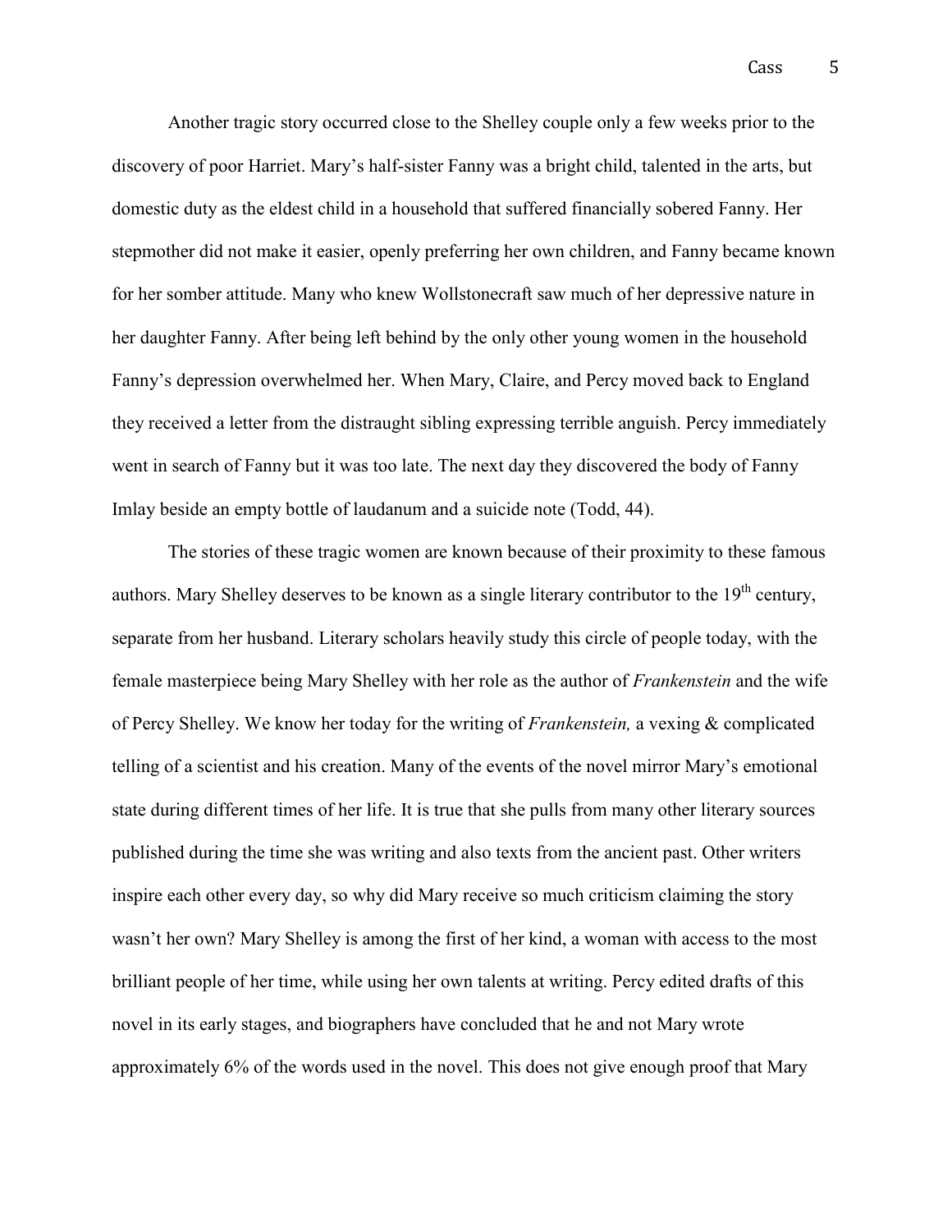Another tragic story occurred close to the Shelley couple only a few weeks prior to the discovery of poor Harriet. Mary's half-sister Fanny was a bright child, talented in the arts, but domestic duty as the eldest child in a household that suffered financially sobered Fanny. Her stepmother did not make it easier, openly preferring her own children, and Fanny became known for her somber attitude. Many who knew Wollstonecraft saw much of her depressive nature in her daughter Fanny. After being left behind by the only other young women in the household Fanny's depression overwhelmed her. When Mary, Claire, and Percy moved back to England they received a letter from the distraught sibling expressing terrible anguish. Percy immediately went in search of Fanny but it was too late. The next day they discovered the body of Fanny Imlay beside an empty bottle of laudanum and a suicide note (Todd, 44).

The stories of these tragic women are known because of their proximity to these famous authors. Mary Shelley deserves to be known as a single literary contributor to the 19th century, separate from her husband. Literary scholars heavily study this circle of people today, with the female masterpiece being Mary Shelley with her role as the author of *Frankenstein* and the wife of Percy Shelley. We know her today for the writing of *Frankenstein,* a vexing & complicated telling of a scientist and his creation. Many of the events of the novel mirror Mary's emotional state during different times of her life. It is true that she pulls from many other literary sources published during the time she was writing and also texts from the ancient past. Other writers inspire each other every day, so why did Mary receive so much criticism claiming the story wasn't her own? Mary Shelley is among the first of her kind, a woman with access to the most brilliant people of her time, while using her own talents at writing. Percy edited drafts of this novel in its early stages, and biographers have concluded that he and not Mary wrote approximately 6% of the words used in the novel. This does not give enough proof that Mary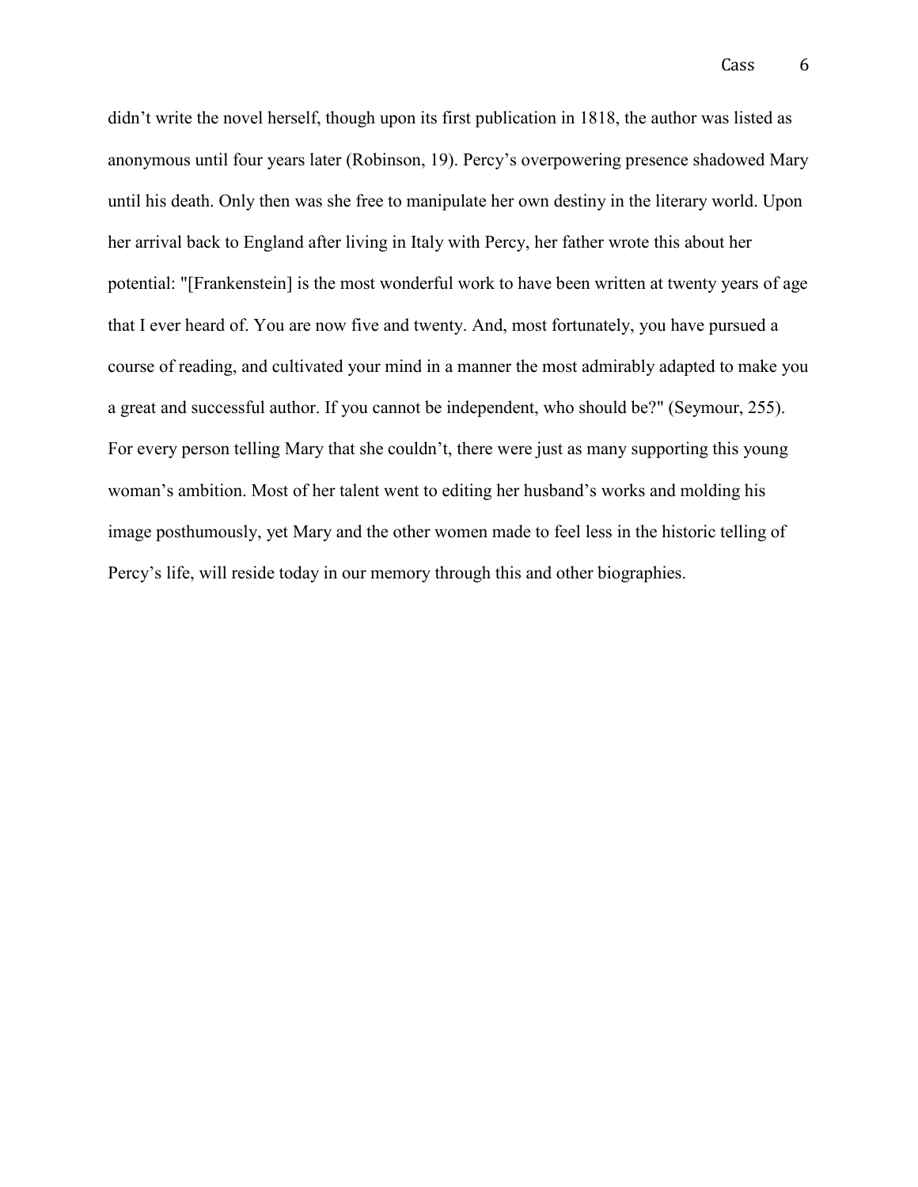didn't write the novel herself, though upon its first publication in 1818, the author was listed as anonymous until four years later (Robinson, 19). Percy's overpowering presence shadowed Mary until his death. Only then was she free to manipulate her own destiny in the literary world. Upon her arrival back to England after living in Italy with Percy, her father wrote this about her potential: "[Frankenstein] is the most wonderful work to have been written at twenty years of age that I ever heard of. You are now five and twenty. And, most fortunately, you have pursued a course of reading, and cultivated your mind in a manner the most admirably adapted to make you a great and successful author. If you cannot be independent, who should be?" (Seymour, 255). For every person telling Mary that she couldn't, there were just as many supporting this young woman's ambition. Most of her talent went to editing her husband's works and molding his image posthumously, yet Mary and the other women made to feel less in the historic telling of Percy's life, will reside today in our memory through this and other biographies.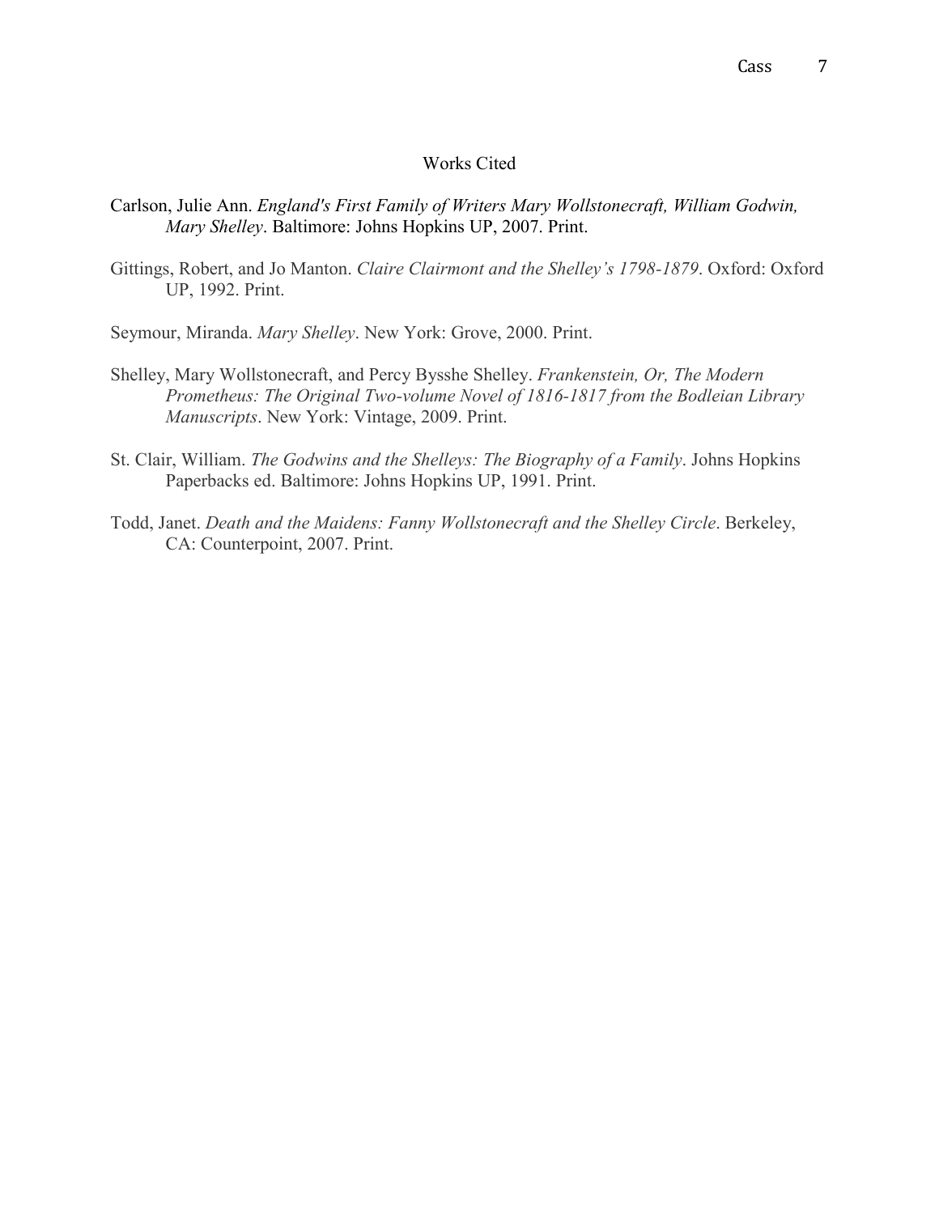# Works Cited

Carlson, Julie Ann. *England's First Family of Writers Mary Wollstonecraft, William Godwin, Mary Shelley*. Baltimore: Johns Hopkins UP, 2007. Print.

Gittings, Robert, and Jo Manton. *Claire Clairmont and the Shelley's 1798-1879*. Oxford: Oxford UP, 1992. Print.

Seymour, Miranda. *Mary Shelley*. New York: Grove, 2000. Print.

Shelley, Mary Wollstonecraft, and Percy Bysshe Shelley. *Frankenstein, Or, The Modern Prometheus: The Original Two-volume Novel of 1816-1817 from the Bodleian Library Manuscripts*. New York: Vintage, 2009. Print.

St. Clair, William. *The Godwins and the Shelleys: The Biography of a Family*. Johns Hopkins Paperbacks ed. Baltimore: Johns Hopkins UP, 1991. Print.

Todd, Janet. *Death and the Maidens: Fanny Wollstonecraft and the Shelley Circle*. Berkeley, CA: Counterpoint, 2007. Print.